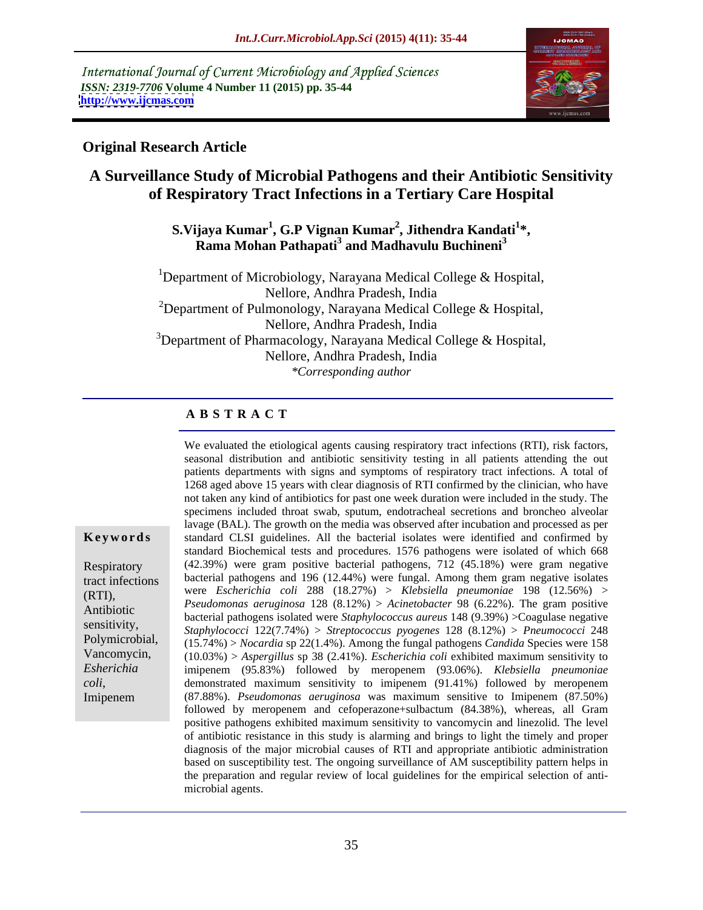International Journal of Current Microbiology and Applied Sciences
*ISSN: 2319-7706* **Volume 4 Number 11 (2015) pp. 35-44**
**http://www.ijcmas.com**

**Original Research Article**

# A Surveillance Study of Microbial Pathogens and their Antibiotic Sensitivity of Respiratory Tract Infections in a Tertiary Care Hospital

**S.Vijaya Kumar[1], G.P Vignan Kumar[2], Jithendra Kandati[1]*, Rama Mohan Pathapati[3] and Madhavulu Buchineni[3]**

[1]Department of Microbiology, Narayana Medical College & Hospital, Nellore, Andhra Pradesh, India
[2]Department of Pulmonology, Narayana Medical College & Hospital, Nellore, Andhra Pradesh, India
[3]Department of Pharmacology, Narayana Medical College & Hospital, Nellore, Andhra Pradesh, India
*Corresponding author*

## ABSTRACT

We evaluated the etiological agents causing respiratory tract infections (RTI), risk factors, seasonal distribution and antibiotic sensitivity testing in all patients attending the out patients departments with signs and symptoms of respiratory tract infections. A total of 1268 aged above 15 years with clear diagnosis of RTI confirmed by the clinician, who have not taken any kind of antibiotics for past one week duration were included in the study. The specimens included throat swab, sputum, endotracheal secretions and broncheo alveolar lavage (BAL). The growth on the media was observed after incubation and processed as per standard CLSI guidelines. All the bacterial isolates were identified and confirmed by standard Biochemical tests and procedures. 1576 pathogens were isolated of which 668 (42.39%) were gram positive bacterial pathogens, 712 (45.18%) were gram negative bacterial pathogens and 196 (12.44%) were fungal. Among them gram negative isolates were *Escherichia coli* 288 (18.27%) > *Klebsiella pneumoniae* 198 (12.56%) > *Pseudomonas aeruginosa* 128 (8.12%) > *Acinetobacter* 98 (6.22%). The gram positive bacterial pathogens isolated were *Staphylococcus aureus* 148 (9.39%) >Coagulase negative *Staphylococci* 122(7.74%) > *Streptococcus pyogenes* 128 (8.12%) > *Pneumococci* 248 (15.74%) > *Nocardia* sp 22(1.4%). Among the fungal pathogens *Candida* Species were 158 (10.03%) > *Aspergillus* sp 38 (2.41%). *Escherichia coli* exhibited maximum sensitivity to imipenem (95.83%) followed by meropenem (93.06%). *Klebsiella pneumoniae* demonstrated maximum sensitivity to imipenem (91.41%) followed by meropenem (87.88%). *Pseudomonas aeruginosa* was maximum sensitive to Imipenem (87.50%) followed by meropenem and cefoperazone+sulbactum (84.38%), whereas, all Gram positive pathogens exhibited maximum sensitivity to vancomycin and linezolid. The level of antibiotic resistance in this study is alarming and brings to light the timely and proper diagnosis of the major microbial causes of RTI and appropriate antibiotic administration based on susceptibility test. The ongoing surveillance of AM susceptibility pattern helps in the preparation and regular review of local guidelines for the empirical selection of anti-microbial agents.

**Keywords**

Respiratory tract infections (RTI), Antibiotic sensitivity, Polymicrobial, Vancomycin, *Esherichia coli*, Imipenem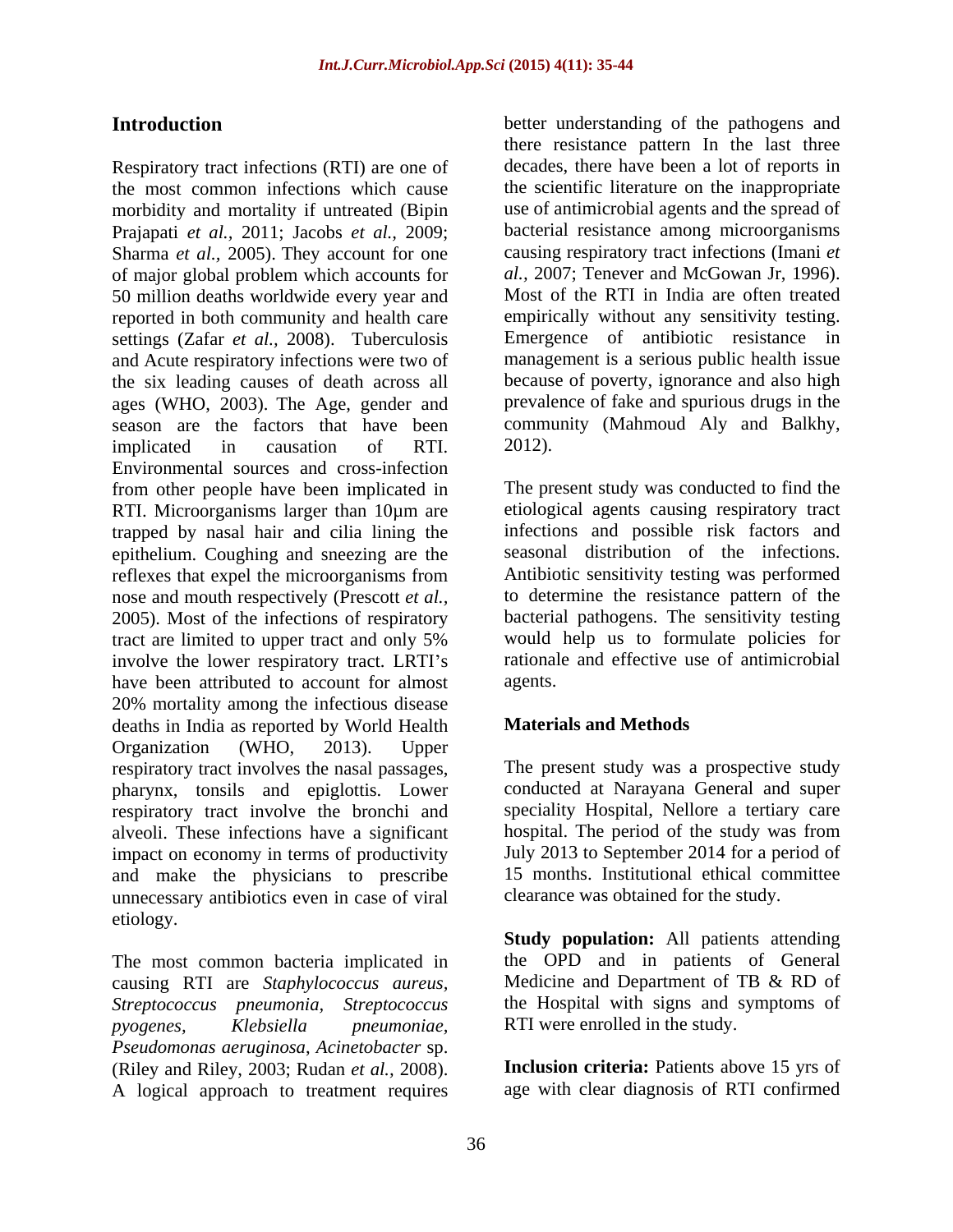## Introduction

Respiratory tract infections (RTI) are one of the most common infections which cause morbidity and mortality if untreated (Bipin Prajapati *et al.,* 2011; Jacobs *et al.,* 2009; Sharma *et al.,* 2005). They account for one of major global problem which accounts for 50 million deaths worldwide every year and reported in both community and health care settings (Zafar *et al.,* 2008). Tuberculosis and Acute respiratory infections were two of the six leading causes of death across all ages (WHO, 2003). The Age, gender and season are the factors that have been implicated in causation of RTI. Environmental sources and cross-infection from other people have been implicated in RTI. Microorganisms larger than 10µm are trapped by nasal hair and cilia lining the epithelium. Coughing and sneezing are the reflexes that expel the microorganisms from nose and mouth respectively (Prescott *et al.,* 2005). Most of the infections of respiratory tract are limited to upper tract and only 5% involve the lower respiratory tract. LRTI's have been attributed to account for almost 20% mortality among the infectious disease deaths in India as reported by World Health Organization (WHO, 2013). Upper respiratory tract involves the nasal passages, pharynx, tonsils and epiglottis. Lower respiratory tract involve the bronchi and alveoli. These infections have a significant impact on economy in terms of productivity and make the physicians to prescribe unnecessary antibiotics even in case of viral etiology.

The most common bacteria implicated in causing RTI are *Staphylococcus aureus, Streptococcus pneumonia, Streptococcus pyogenes, Klebsiella pneumoniae, Pseudomonas aeruginosa*, *Acinetobacter* sp. (Riley and Riley, 2003; Rudan *et al.,* 2008). A logical approach to treatment requires better understanding of the pathogens and there resistance pattern In the last three decades, there have been a lot of reports in the scientific literature on the inappropriate use of antimicrobial agents and the spread of bacterial resistance among microorganisms causing respiratory tract infections (Imani *et al.,* 2007; Tenever and McGowan Jr, 1996). Most of the RTI in India are often treated empirically without any sensitivity testing. Emergence of antibiotic resistance in management is a serious public health issue because of poverty, ignorance and also high prevalence of fake and spurious drugs in the community (Mahmoud Aly and Balkhy, 2012).

The present study was conducted to find the etiological agents causing respiratory tract infections and possible risk factors and seasonal distribution of the infections. Antibiotic sensitivity testing was performed to determine the resistance pattern of the bacterial pathogens. The sensitivity testing would help us to formulate policies for rationale and effective use of antimicrobial agents.

## Materials and Methods

The present study was a prospective study conducted at Narayana General and super speciality Hospital, Nellore a tertiary care hospital. The period of the study was from July 2013 to September 2014 for a period of 15 months. Institutional ethical committee clearance was obtained for the study.

**Study population:** All patients attending the OPD and in patients of General Medicine and Department of TB & RD of the Hospital with signs and symptoms of RTI were enrolled in the study.

**Inclusion criteria:** Patients above 15 yrs of age with clear diagnosis of RTI confirmed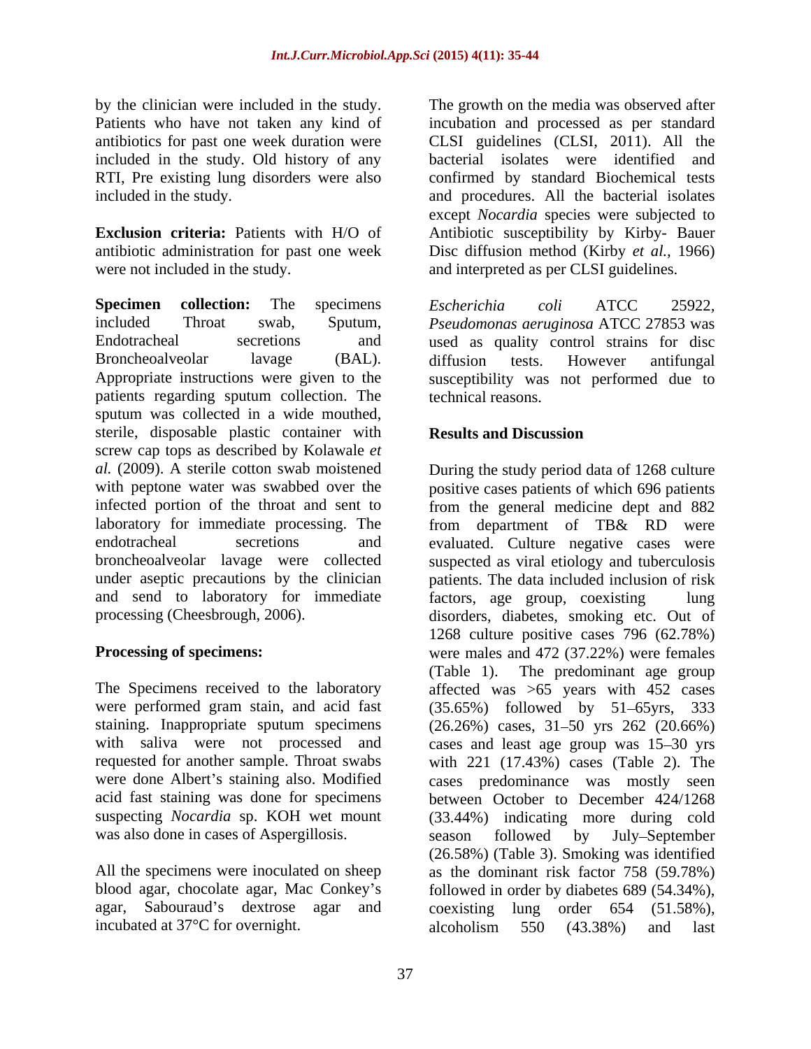by the clinician were included in the study. Patients who have not taken any kind of antibiotics for past one week duration were included in the study. Old history of any RTI, Pre existing lung disorders were also included in the study.

**Exclusion criteria:** Patients with H/O of antibiotic administration for past one week were not included in the study.

**Specimen collection:** The specimens included Throat swab, Sputum, Endotracheal secretions and Broncheoalveolar lavage (BAL). Appropriate instructions were given to the patients regarding sputum collection. The sputum was collected in a wide mouthed, sterile, disposable plastic container with screw cap tops as described by Kolawale *et al.* (2009). A sterile cotton swab moistened with peptone water was swabbed over the infected portion of the throat and sent to laboratory for immediate processing. The endotracheal secretions and broncheoalveolar lavage were collected under aseptic precautions by the clinician and send to laboratory for immediate processing (Cheesbrough, 2006).

**Processing of specimens:**

The Specimens received to the laboratory were performed gram stain, and acid fast staining. Inappropriate sputum specimens with saliva were not processed and requested for another sample. Throat swabs were done Albert's staining also. Modified acid fast staining was done for specimens suspecting *Nocardia* sp. KOH wet mount was also done in cases of Aspergillosis.

All the specimens were inoculated on sheep blood agar, chocolate agar, Mac Conkey's agar, Sabouraud's dextrose agar and incubated at 37°C for overnight.

The growth on the media was observed after incubation and processed as per standard CLSI guidelines (CLSI, 2011). All the bacterial isolates were identified and confirmed by standard Biochemical tests and procedures. All the bacterial isolates except *Nocardia* species were subjected to Antibiotic susceptibility by Kirby- Bauer Disc diffusion method (Kirby *et al.,* 1966) and interpreted as per CLSI guidelines.

*Escherichia coli* ATCC 25922, *Pseudomonas aeruginosa* ATCC 27853 was used as quality control strains for disc diffusion tests. However antifungal susceptibility was not performed due to technical reasons.

## Results and Discussion

During the study period data of 1268 culture positive cases patients of which 696 patients from the general medicine dept and 882 from department of TB& RD were evaluated. Culture negative cases were suspected as viral etiology and tuberculosis patients. The data included inclusion of risk factors, age group, coexisting lung disorders, diabetes, smoking etc. Out of 1268 culture positive cases 796 (62.78%) were males and 472 (37.22%) were females (Table 1). The predominant age group affected was >65 years with 452 cases (35.65%) followed by 51–65yrs, 333 (26.26%) cases, 31–50 yrs 262 (20.66%) cases and least age group was 15–30 yrs with 221 (17.43%) cases (Table 2). The cases predominance was mostly seen between October to December 424/1268 (33.44%) indicating more during cold season followed by July–September (26.58%) (Table 3). Smoking was identified as the dominant risk factor 758 (59.78%) followed in order by diabetes 689 (54.34%), coexisting lung order 654 (51.58%), alcoholism 550 (43.38%) and last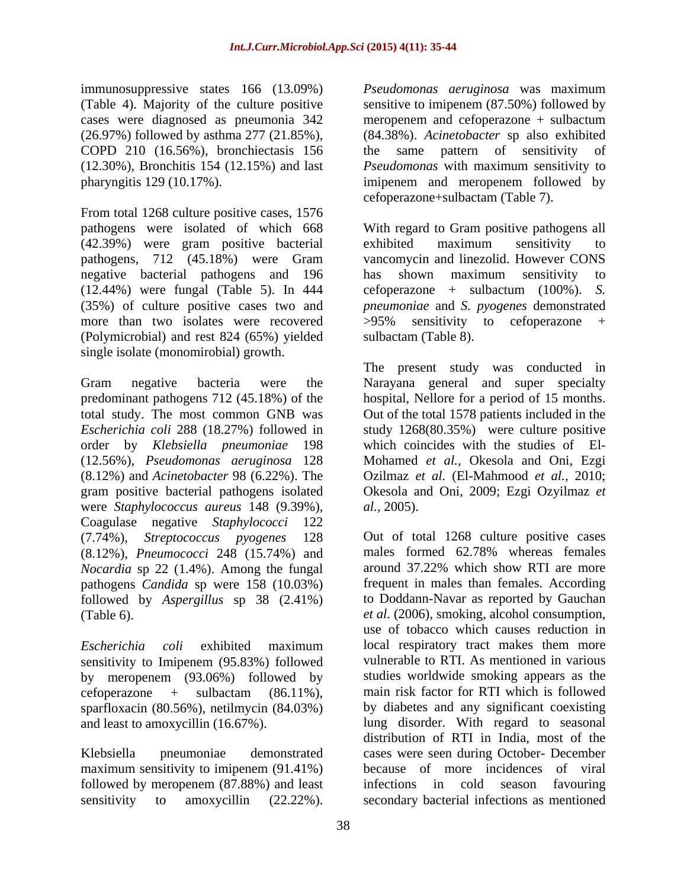immunosuppressive states 166 (13.09%) (Table 4). Majority of the culture positive cases were diagnosed as pneumonia 342 (26.97%) followed by asthma 277 (21.85%), COPD 210 (16.56%), bronchiectasis 156 (12.30%), Bronchitis 154 (12.15%) and last pharyngitis 129 (10.17%).

From total 1268 culture positive cases, 1576 pathogens were isolated of which 668 (42.39%) were gram positive bacterial pathogens, 712 (45.18%) were Gram negative bacterial pathogens and 196 (12.44%) were fungal (Table 5). In 444 (35%) of culture positive cases two and more than two isolates were recovered (Polymicrobial) and rest 824 (65%) yielded single isolate (monomirobial) growth.

Gram negative bacteria were the predominant pathogens 712 (45.18%) of the total study. The most common GNB was *Escherichia coli* 288 (18.27%) followed in order by *Klebsiella pneumoniae* 198 (12.56%), *Pseudomonas aeruginosa* 128 (8.12%) and *Acinetobacter* 98 (6.22%). The gram positive bacterial pathogens isolated were *Staphylococcus aureus* 148 (9.39%), Coagulase negative *Staphylococci* 122 (7.74%), *Streptococcus pyogenes* 128 (8.12%), *Pneumococci* 248 (15.74%) and *Nocardia* sp 22 (1.4%). Among the fungal pathogens *Candida* sp were 158 (10.03%) followed by *Aspergillus* sp 38 (2.41%) (Table 6).

*Escherichia coli* exhibited maximum sensitivity to Imipenem (95.83%) followed by meropenem (93.06%) followed by cefoperazone + sulbactam (86.11%), sparfloxacin (80.56%), netilmycin (84.03%) and least to amoxycillin (16.67%).

Klebsiella pneumoniae demonstrated maximum sensitivity to imipenem (91.41%) followed by meropenem (87.88%) and least sensitivity to amoxycillin (22.22%). *Pseudomonas aeruginosa* was maximum sensitive to imipenem (87.50%) followed by meropenem and cefoperazone + sulbactum (84.38%). *Acinetobacter* sp also exhibited the same pattern of sensitivity of *Pseudomonas* with maximum sensitivity to imipenem and meropenem followed by cefoperazone+sulbactam (Table 7).

With regard to Gram positive pathogens all exhibited maximum sensitivity to vancomycin and linezolid. However CONS has shown maximum sensitivity to cefoperazone + sulbactum (100%). *S. pneumoniae* and *S. pyogenes* demonstrated >95% sensitivity to cefoperazone + sulbactam (Table 8).

The present study was conducted in Narayana general and super specialty hospital, Nellore for a period of 15 months. Out of the total 1578 patients included in the study 1268(80.35%) were culture positive which coincides with the studies of El-Mohamed *et al.,* Okesola and Oni, Ezgi Ozilmaz *et al.* (El-Mahmood *et al.*, 2010; Okesola and Oni, 2009; Ezgi Ozyilmaz *et al.*, 2005).

Out of total 1268 culture positive cases males formed 62.78% whereas females around 37.22% which show RTI are more frequent in males than females. According to Doddann-Navar as reported by Gauchan *et al.* (2006), smoking, alcohol consumption, use of tobacco which causes reduction in local respiratory tract makes them more vulnerable to RTI. As mentioned in various studies worldwide smoking appears as the main risk factor for RTI which is followed by diabetes and any significant coexisting lung disorder. With regard to seasonal distribution of RTI in India, most of the cases were seen during October- December because of more incidences of viral infections in cold season favouring secondary bacterial infections as mentioned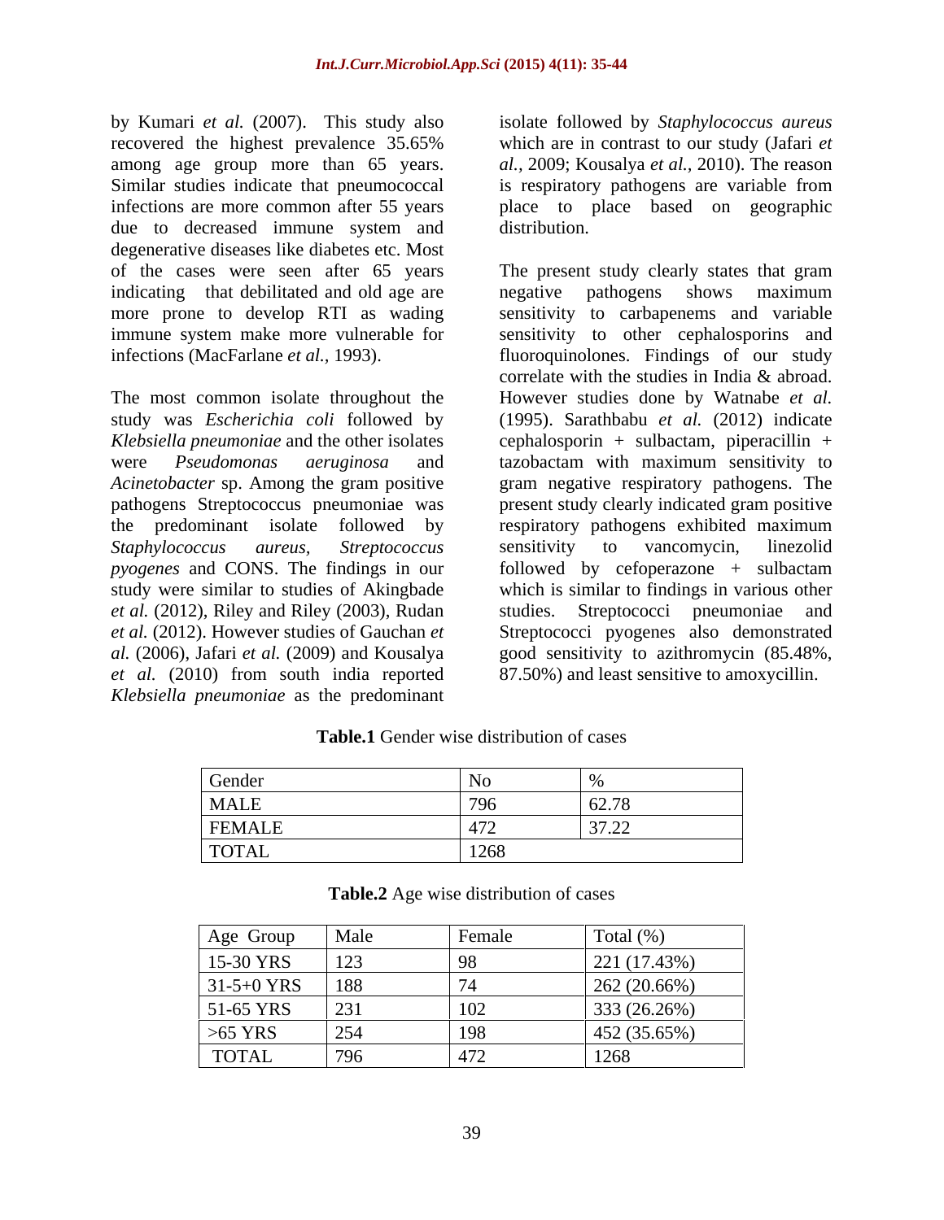by Kumari *et al.* (2007). This study also recovered the highest prevalence 35.65% among age group more than 65 years. Similar studies indicate that pneumococcal infections are more common after 55 years due to decreased immune system and degenerative diseases like diabetes etc. Most of the cases were seen after 65 years indicating that debilitated and old age are more prone to develop RTI as wading immune system make more vulnerable for infections (MacFarlane *et al.*, 1993).

The most common isolate throughout the study was *Escherichia coli* followed by *Klebsiella pneumoniae* and the other isolates were *Pseudomonas aeruginosa* and *Acinetobacter* sp. Among the gram positive pathogens Streptococcus pneumoniae was the predominant isolate followed by *Staphylococcus aureus*, *Streptococcus pyogenes* and CONS. The findings in our study were similar to studies of Akingbade *et al.* (2012), Riley and Riley (2003), Rudan *et al.* (2012). However studies of Gauchan *et al.* (2006), Jafari *et al.* (2009) and Kousalya *et al.* (2010) from south india reported *Klebsiella pneumoniae* as the predominant isolate followed by *Staphylococcus aureus* which are in contrast to our study (Jafari *et al.*, 2009; Kousalya *et al.*, 2010). The reason is respiratory pathogens are variable from place to place based on geographic distribution.

The present study clearly states that gram negative pathogens shows maximum sensitivity to carbapenems and variable sensitivity to other cephalosporins and fluoroquinolones. Findings of our study correlate with the studies in India & abroad. However studies done by Watnabe *et al.* (1995). Sarathbabu *et al.* (2012) indicate cephalosporin + sulbactam, piperacillin + tazobactam with maximum sensitivity to gram negative respiratory pathogens. The present study clearly indicated gram positive respiratory pathogens exhibited maximum sensitivity to vancomycin, linezolid followed by cefoperazone + sulbactam which is similar to findings in various other studies. Streptococci pneumoniae and Streptococci pyogenes also demonstrated good sensitivity to azithromycin (85.48%, 87.50%) and least sensitive to amoxycillin.

**Table.1** Gender wise distribution of cases

| Gender | No | % |
|---|---|---|
| MALE | 796 | 62.78 |
| FEMALE | 472 | 37.22 |
| TOTAL | 1268 | |

**Table.2** Age wise distribution of cases

| Age Group | Male | Female | Total (%) |
|---|---|---|---|
| 15-30 YRS | 123 | 98 | 221 (17.43%) |
| 31-5+0 YRS | 188 | 74 | 262 (20.66%) |
| 51-65 YRS | 231 | 102 | 333 (26.26%) |
| >65 YRS | 254 | 198 | 452 (35.65%) |
| TOTAL | 796 | 472 | 1268 |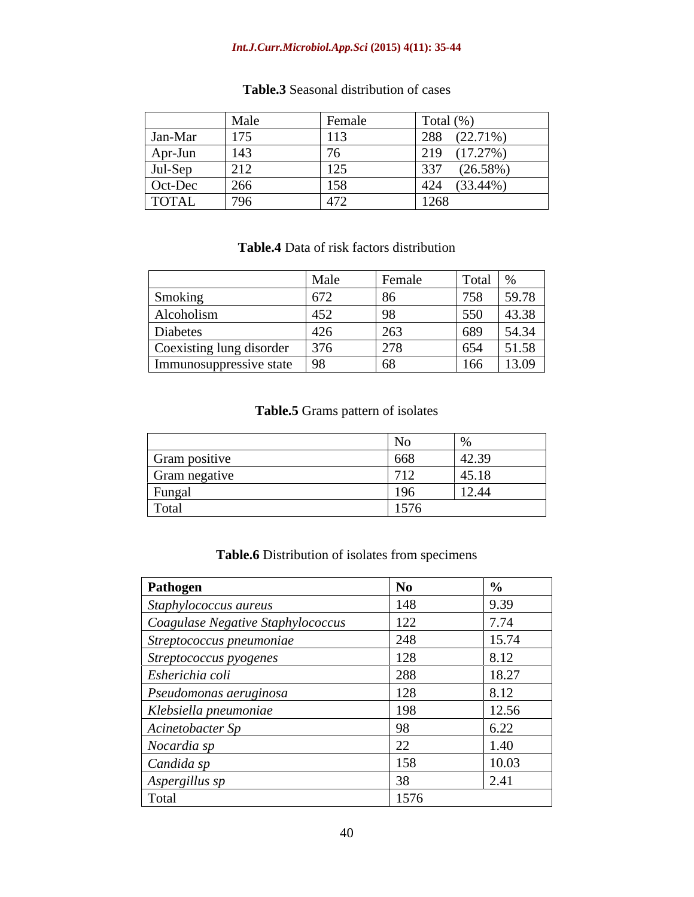**Table.3** Seasonal distribution of cases

| | Male | Female | Total (%) |
|---|---|---|---|
| Jan-Mar | 175 | 113 | 288 (22.71%) |
| Apr-Jun | 143 | 76 | 219 (17.27%) |
| Jul-Sep | 212 | 125 | 337 (26.58%) |
| Oct-Dec | 266 | 158 | 424 (33.44%) |
| TOTAL | 796 | 472 | 1268 |

**Table.4** Data of risk factors distribution

| | Male | Female | Total | % |
|---|---|---|---|---|
| Smoking | 672 | 86 | 758 | 59.78 |
| Alcoholism | 452 | 98 | 550 | 43.38 |
| Diabetes | 426 | 263 | 689 | 54.34 |
| Coexisting lung disorder | 376 | 278 | 654 | 51.58 |
| Immunosuppressive state | 98 | 68 | 166 | 13.09 |

**Table.5** Grams pattern of isolates

| | No | % |
|---|---|---|
| Gram positive | 668 | 42.39 |
| Gram negative | 712 | 45.18 |
| Fungal | 196 | 12.44 |
| Total | 1576 | |

**Table.6** Distribution of isolates from specimens

| **Pathogen** | **No** | **%** |
|---|---|---|
| *Staphylococcus aureus* | 148 | 9.39 |
| *Coagulase Negative Staphylococcus* | 122 | 7.74 |
| *Streptococcus pneumoniae* | 248 | 15.74 |
| *Streptococcus pyogenes* | 128 | 8.12 |
| *Esherichia coli* | 288 | 18.27 |
| *Pseudomonas aeruginosa* | 128 | 8.12 |
| *Klebsiella pneumoniae* | 198 | 12.56 |
| *Acinetobacter Sp* | 98 | 6.22 |
| *Nocardia sp* | 22 | 1.40 |
| *Candida sp* | 158 | 10.03 |
| *Aspergillus sp* | 38 | 2.41 |
| Total | 1576 | |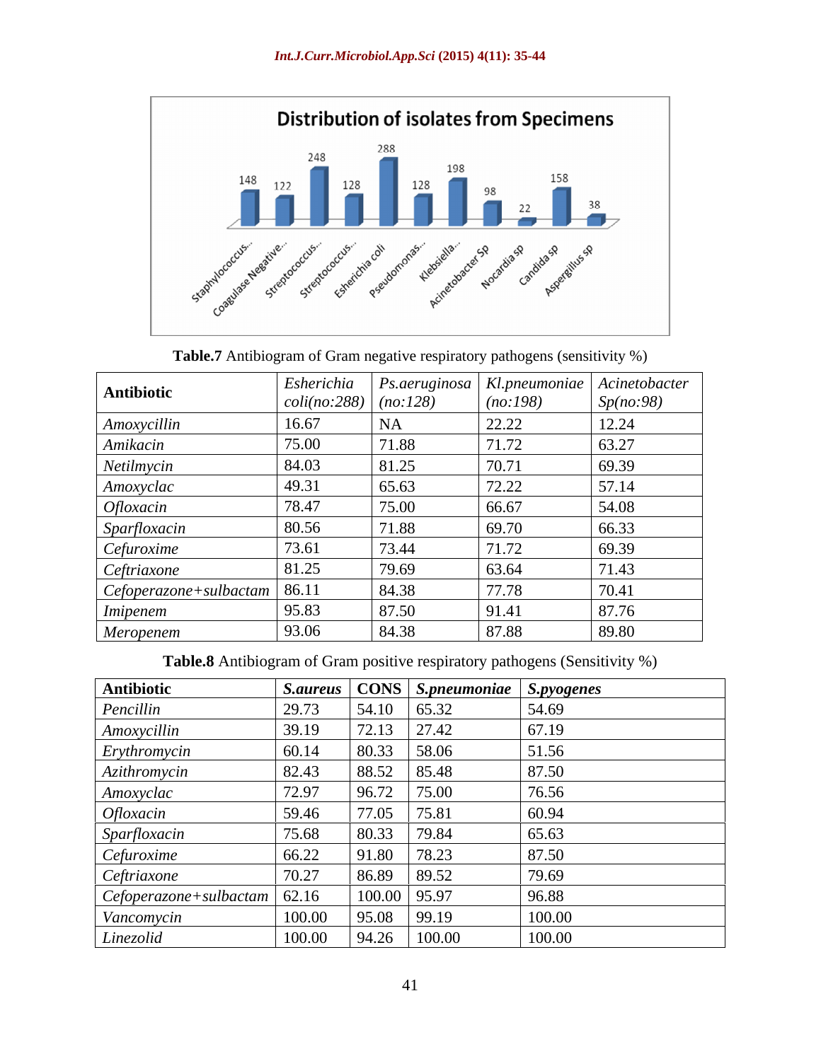Distribution of isolates from Specimens

**Table.7** Antibiogram of Gram negative respiratory pathogens (sensitivity %)

| **Antibiotic** | *Esherichia coli(no:288)* | *Ps.aeruginosa (no:128)* | *Kl.pneumoniae (no:198)* | *Acinetobacter Sp(no:98)* |
|---|---|---|---|---|
| *Amoxycillin* | 16.67 | NA | 22.22 | 12.24 |
| *Amikacin* | 75.00 | 71.88 | 71.72 | 63.27 |
| *Netilmycin* | 84.03 | 81.25 | 70.71 | 69.39 |
| *Amoxyclac* | 49.31 | 65.63 | 72.22 | 57.14 |
| *Ofloxacin* | 78.47 | 75.00 | 66.67 | 54.08 |
| *Sparfloxacin* | 80.56 | 71.88 | 69.70 | 66.33 |
| *Cefuroxime* | 73.61 | 73.44 | 71.72 | 69.39 |
| *Ceftriaxone* | 81.25 | 79.69 | 63.64 | 71.43 |
| *Cefoperazone+sulbactam* | 86.11 | 84.38 | 77.78 | 70.41 |
| *Imipenem* | 95.83 | 87.50 | 91.41 | 87.76 |
| *Meropenem* | 93.06 | 84.38 | 87.88 | 89.80 |

**Table.8** Antibiogram of Gram positive respiratory pathogens (Sensitivity %)

| **Antibiotic** | ***S.aureus*** | **CONS** | ***S.pneumoniae*** | ***S.pyogenes*** |
|---|---|---|---|---|
| *Pencillin* | 29.73 | 54.10 | 65.32 | 54.69 |
| *Amoxycillin* | 39.19 | 72.13 | 27.42 | 67.19 |
| *Erythromycin* | 60.14 | 80.33 | 58.06 | 51.56 |
| *Azithromycin* | 82.43 | 88.52 | 85.48 | 87.50 |
| *Amoxyclac* | 72.97 | 96.72 | 75.00 | 76.56 |
| *Ofloxacin* | 59.46 | 77.05 | 75.81 | 60.94 |
| *Sparfloxacin* | 75.68 | 80.33 | 79.84 | 65.63 |
| *Cefuroxime* | 66.22 | 91.80 | 78.23 | 87.50 |
| *Ceftriaxone* | 70.27 | 86.89 | 89.52 | 79.69 |
| *Cefoperazone+sulbactam* | 62.16 | 100.00 | 95.97 | 96.88 |
| *Vancomycin* | 100.00 | 95.08 | 99.19 | 100.00 |
| *Linezolid* | 100.00 | 94.26 | 100.00 | 100.00 |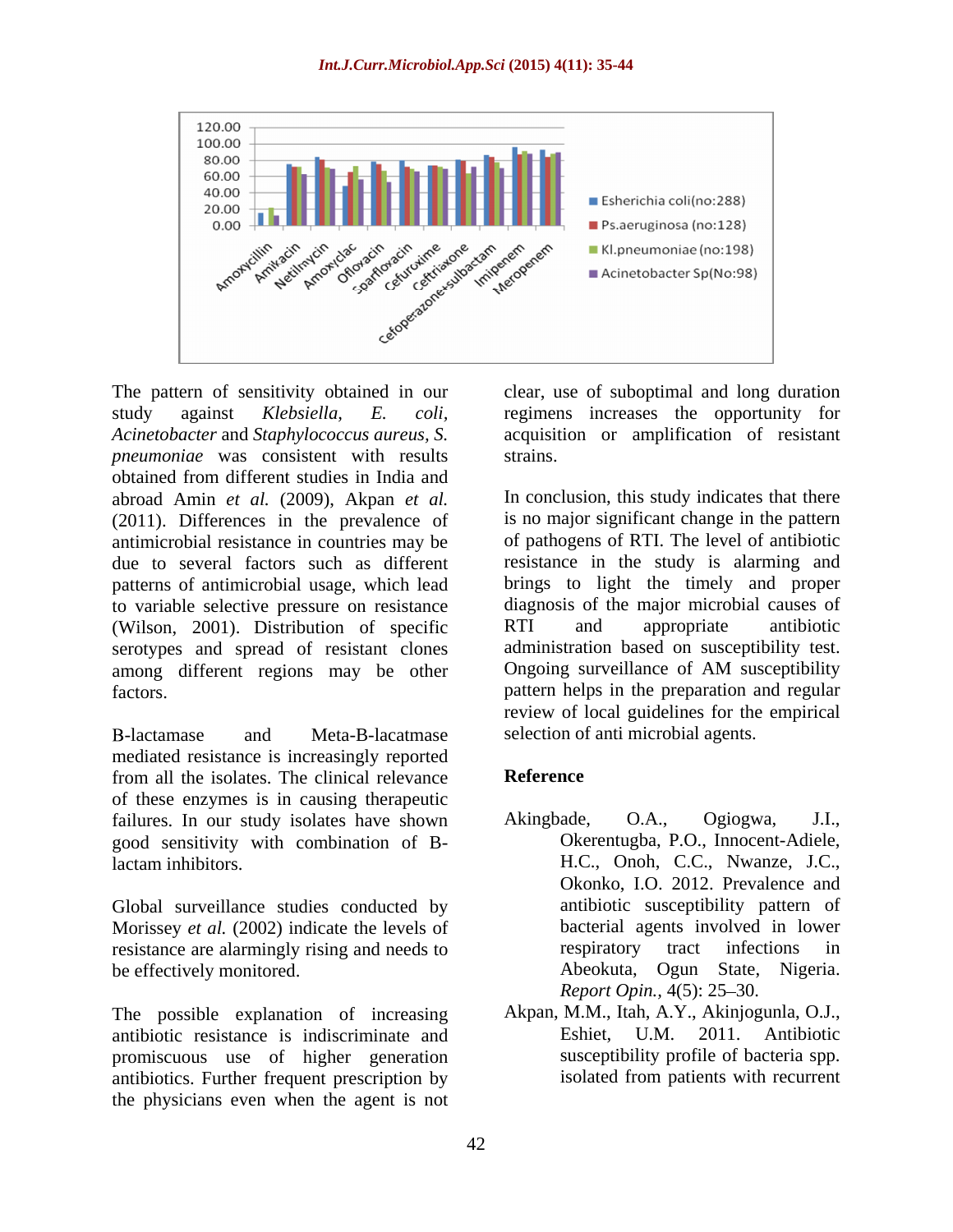120.00
100.00
80.00
60.00
40.00
20.00
0.00

Amoxycillin
Amikacin
Netilmycin
Amoxyclac
Ofloxacin
Sparfloxacin
Cefuroxime
Ceftriaxone
Cefoperazone+sulbactam
Imipenem
Meropenem

Esherichia coli(no:288)
Ps.aeruginosa (no:128)
Kl.pneumoniae (no:198)
Acinetobacter Sp(No:98)

The pattern of sensitivity obtained in our study against *Klebsiella, E. coli, Acinetobacter* and *Staphylococcus aureus, S. pneumoniae* was consistent with results obtained from different studies in India and abroad Amin *et al.* (2009), Akpan *et al.* (2011). Differences in the prevalence of antimicrobial resistance in countries may be due to several factors such as different patterns of antimicrobial usage, which lead to variable selective pressure on resistance (Wilson, 2001). Distribution of specific serotypes and spread of resistant clones among different regions may be other factors.

B-lactamase and Meta-B-lacatmase mediated resistance is increasingly reported from all the isolates. The clinical relevance of these enzymes is in causing therapeutic failures. In our study isolates have shown good sensitivity with combination of B-lactam inhibitors.

Global surveillance studies conducted by Morissey *et al.* (2002) indicate the levels of resistance are alarmingly rising and needs to be effectively monitored.

The possible explanation of increasing antibiotic resistance is indiscriminate and promiscuous use of higher generation antibiotics. Further frequent prescription by the physicians even when the agent is not clear, use of suboptimal and long duration regimens increases the opportunity for acquisition or amplification of resistant strains.

In conclusion, this study indicates that there is no major significant change in the pattern of pathogens of RTI. The level of antibiotic resistance in the study is alarming and brings to light the timely and proper diagnosis of the major microbial causes of RTI and appropriate antibiotic administration based on susceptibility test. Ongoing surveillance of AM susceptibility pattern helps in the preparation and regular review of local guidelines for the empirical selection of anti microbial agents.

## Reference

Akingbade, O.A., Ogiogwa, J.I., Okerentugba, P.O., Innocent-Adiele, H.C., Onoh, C.C., Nwanze, J.C., Okonko, I.O. 2012. Prevalence and antibiotic susceptibility pattern of bacterial agents involved in lower respiratory tract infections in Abeokuta, Ogun State, Nigeria. *Report Opin.*, 4(5): 25–30.

Akpan, M.M., Itah, A.Y., Akinjogunla, O.J., Eshiet, U.M. 2011. Antibiotic susceptibility profile of bacteria spp. isolated from patients with recurrent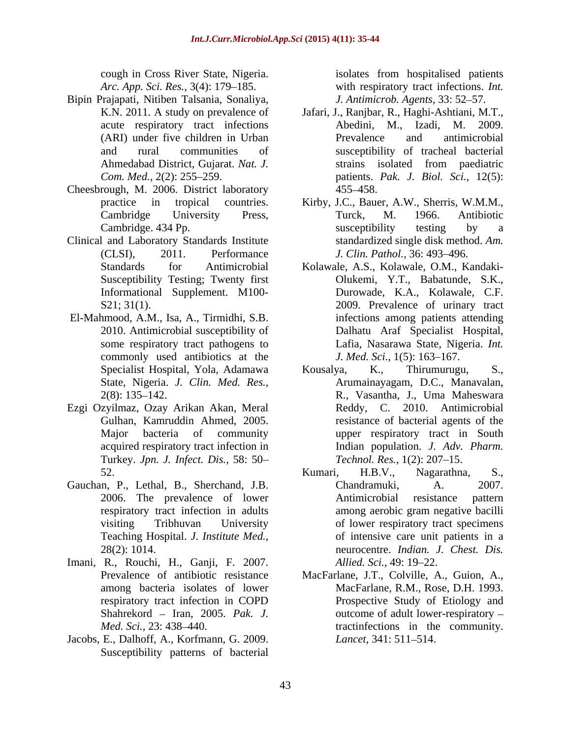cough in Cross River State, Nigeria. *Arc. App. Sci. Res.,* 3(4): 179–185.

Bipin Prajapati, Nitiben Talsania, Sonaliya, K.N. 2011. A study on prevalence of acute respiratory tract infections (ARI) under five children in Urban and rural communities of Ahmedabad District, Gujarat. *Nat. J. Com. Med.,* 2(2): 255–259.

Cheesbrough, M. 2006. District laboratory practice in tropical countries. Cambridge University Press, Cambridge. 434 Pp.

Clinical and Laboratory Standards Institute (CLSI), 2011. Performance Standards for Antimicrobial Susceptibility Testing; Twenty first Informational Supplement. M100-S21; 31(1).

El-Mahmood, A.M., Isa, A., Tirmidhi, S.B. 2010. Antimicrobial susceptibility of some respiratory tract pathogens to commonly used antibiotics at the Specialist Hospital, Yola, Adamawa State, Nigeria. *J. Clin. Med. Res.,* 2(8): 135–142.

Ezgi Ozyilmaz, Ozay Arikan Akan, Meral Gulhan, Kamruddin Ahmed, 2005. Major bacteria of community acquired respiratory tract infection in Turkey. *Jpn. J. Infect. Dis.,* 58: 50–52.

Gauchan, P., Lethal, B., Sherchand, J.B. 2006. The prevalence of lower respiratory tract infection in adults visiting Tribhuvan University Teaching Hospital. *J. Institute Med.,* 28(2): 1014.

Imani, R., Rouchi, H., Ganji, F. 2007. Prevalence of antibiotic resistance among bacteria isolates of lower respiratory tract infection in COPD Shahrekord – Iran, 2005. *Pak. J. Med. Sci.,* 23: 438–440.

Jacobs, E., Dalhoff, A., Korfmann, G. 2009. Susceptibility patterns of bacterial isolates from hospitalised patients with respiratory tract infections. *Int. J. Antimicrob. Agents,* 33: 52–57.

Jafari, J., Ranjbar, R., Haghi-Ashtiani, M.T., Abedini, M., Izadi, M. 2009. Prevalence and antimicrobial susceptibility of tracheal bacterial strains isolated from paediatric patients. *Pak. J. Biol. Sci.,* 12(5): 455–458.

Kirby, J.C., Bauer, A.W., Sherris, W.M.M., Turck, M. 1966. Antibiotic susceptibility testing by a standardized single disk method. *Am. J. Clin. Pathol.,* 36: 493–496.

Kolawale, A.S., Kolawale, O.M., Kandaki-Olukemi, Y.T., Babatunde, S.K., Durowade, K.A., Kolawale, C.F. 2009. Prevalence of urinary tract infections among patients attending Dalhatu Araf Specialist Hospital, Lafia, Nasarawa State, Nigeria. *Int. J. Med. Sci.,* 1(5): 163–167.

Kousalya, K., Thirumurugu, S., Arumainayagam, D.C., Manavalan, R., Vasantha, J., Uma Maheswara Reddy, C. 2010. Antimicrobial resistance of bacterial agents of the upper respiratory tract in South Indian population. *J. Adv. Pharm. Technol. Res.,* 1(2): 207–15.

Kumari, H.B.V., Nagarathna, S., Chandramuki, A. 2007. Antimicrobial resistance pattern among aerobic gram negative bacilli of lower respiratory tract specimens of intensive care unit patients in a neurocentre. *Indian. J. Chest. Dis. Allied. Sci.,* 49: 19–22.

MacFarlane, J.T., Colville, A., Guion, A., MacFarlane, R.M., Rose, D.H. 1993. Prospective Study of Etiology and outcome of adult lower-respiratory – tractinfections in the community. *Lancet,* 341: 511–514.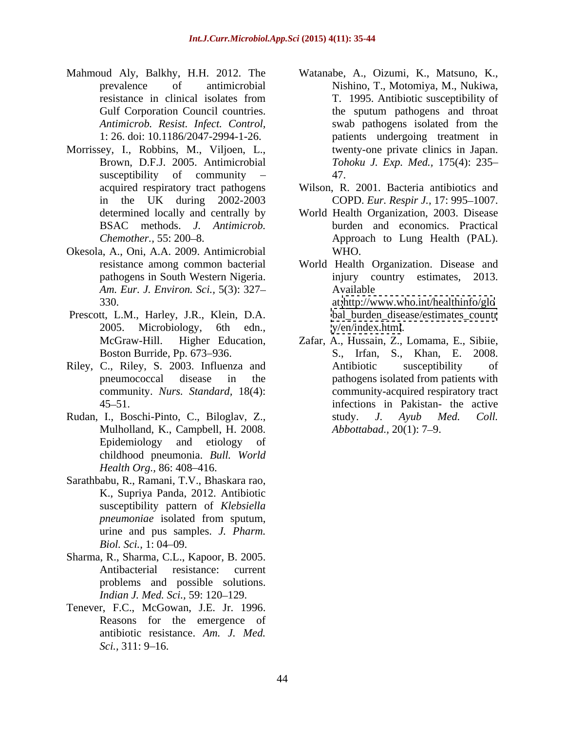Mahmoud Aly, Balkhy, H.H. 2012. The prevalence of antimicrobial resistance in clinical isolates from Gulf Corporation Council countries. *Antimicrob. Resist. Infect. Control,* 1: 26. doi: 10.1186/2047-2994-1-26.

Morrissey, I., Robbins, M., Viljoen, L., Brown, D.F.J. 2005. Antimicrobial susceptibility of community – acquired respiratory tract pathogens in the UK during 2002-2003 determined locally and centrally by BSAC methods. *J. Antimicrob. Chemother.,* 55: 200–8.

Okesola, A., Oni, A.A. 2009. Antimicrobial resistance among common bacterial pathogens in South Western Nigeria. *Am. Eur. J. Environ. Sci.,* 5(3): 327–330.

Prescott, L.M., Harley, J.R., Klein, D.A. 2005. Microbiology, 6th edn., McGraw-Hill. Higher Education, Boston Burride, Pp. 673–936.

Riley, C., Riley, S. 2003. Influenza and pneumococcal disease in the community. *Nurs. Standard,* 18(4): 45–51.

Rudan, I., Boschi-Pinto, C., Biloglav, Z., Mulholland, K., Campbell, H. 2008. Epidemiology and etiology of childhood pneumonia. *Bull. World Health Org.,* 86: 408–416.

Sarathbabu, R., Ramani, T.V., Bhaskara rao, K., Supriya Panda, 2012. Antibiotic susceptibility pattern of *Klebsiella pneumoniae* isolated from sputum, urine and pus samples. *J. Pharm. Biol. Sci.,* 1: 04–09.

Sharma, R., Sharma, C.L., Kapoor, B. 2005. Antibacterial resistance: current problems and possible solutions. *Indian J. Med. Sci.,* 59: 120–129.

Tenever, F.C., McGowan, J.E. Jr. 1996. Reasons for the emergence of antibiotic resistance. *Am. J. Med. Sci.,* 311: 9–16.

Watanabe, A., Oizumi, K., Matsuno, K., Nishino, T., Motomiya, M., Nukiwa, T. 1995. Antibiotic susceptibility of the sputum pathogens and throat swab pathogens isolated from the patients undergoing treatment in twenty-one private clinics in Japan. *Tohoku J. Exp. Med.,* 175(4): 235–47.

Wilson, R. 2001. Bacteria antibiotics and COPD. *Eur. Respir J.,* 17: 995–1007.

World Health Organization, 2003. Disease burden and economics. Practical Approach to Lung Health (PAL). WHO.

World Health Organization. Disease and injury country estimates, 2013. Available at: http://www.who.int/healthinfo/global_burden_disease/estimates_country/en/index.html.

Zafar, A., Hussain, Z., Lomama, E., Sibiie, S., Irfan, S., Khan, E. 2008. Antibiotic susceptibility of pathogens isolated from patients with community-acquired respiratory tract infections in Pakistan- the active study. *J. Ayub Med. Coll. Abbottabad.,* 20(1): 7–9.